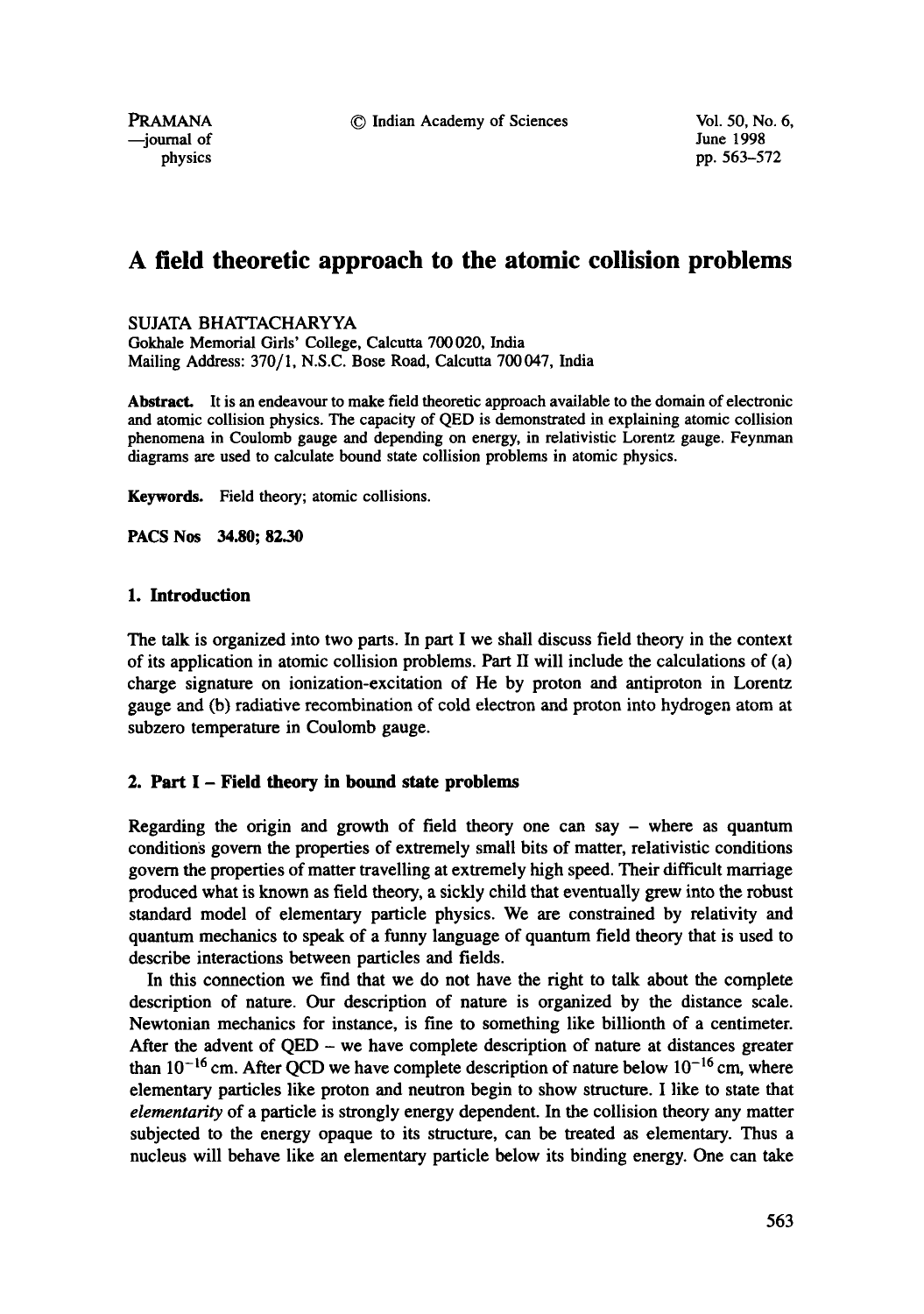# A field theoretic approach to the atomic collision problems

SUJATA BHATTACHARYYA
Gokhale Memorial Girls' College, Calcutta 700 020, India
Mailing Address: 370/1, N.S.C. Bose Road, Calcutta 700 047, India

**Abstract.** It is an endeavour to make field theoretic approach available to the domain of electronic and atomic collision physics. The capacity of QED is demonstrated in explaining atomic collision phenomena in Coulomb gauge and depending on energy, in relativistic Lorentz gauge. Feynman diagrams are used to calculate bound state collision problems in atomic physics.

**Keywords.** Field theory; atomic collisions.

**PACS Nos** 34.80; 82.30

## 1. Introduction

The talk is organized into two parts. In part I we shall discuss field theory in the context of its application in atomic collision problems. Part II will include the calculations of (a) charge signature on ionization-excitation of He by proton and antiproton in Lorentz gauge and (b) radiative recombination of cold electron and proton into hydrogen atom at subzero temperature in Coulomb gauge.

## 2. Part I – Field theory in bound state problems

Regarding the origin and growth of field theory one can say – where as quantum conditions govern the properties of extremely small bits of matter, relativistic conditions govern the properties of matter travelling at extremely high speed. Their difficult marriage produced what is known as field theory, a sickly child that eventually grew into the robust standard model of elementary particle physics. We are constrained by relativity and quantum mechanics to speak of a funny language of quantum field theory that is used to describe interactions between particles and fields.

In this connection we find that we do not have the right to talk about the complete description of nature. Our description of nature is organized by the distance scale. Newtonian mechanics for instance, is fine to something like billionth of a centimeter. After the advent of QED – we have complete description of nature at distances greater than $10^{-16}$ cm. After QCD we have complete description of nature below $10^{-16}$ cm, where elementary particles like proton and neutron begin to show structure. I like to state that *elementarity* of a particle is strongly energy dependent. In the collision theory any matter subjected to the energy opaque to its structure, can be treated as elementary. Thus a nucleus will behave like an elementary particle below its binding energy. One can take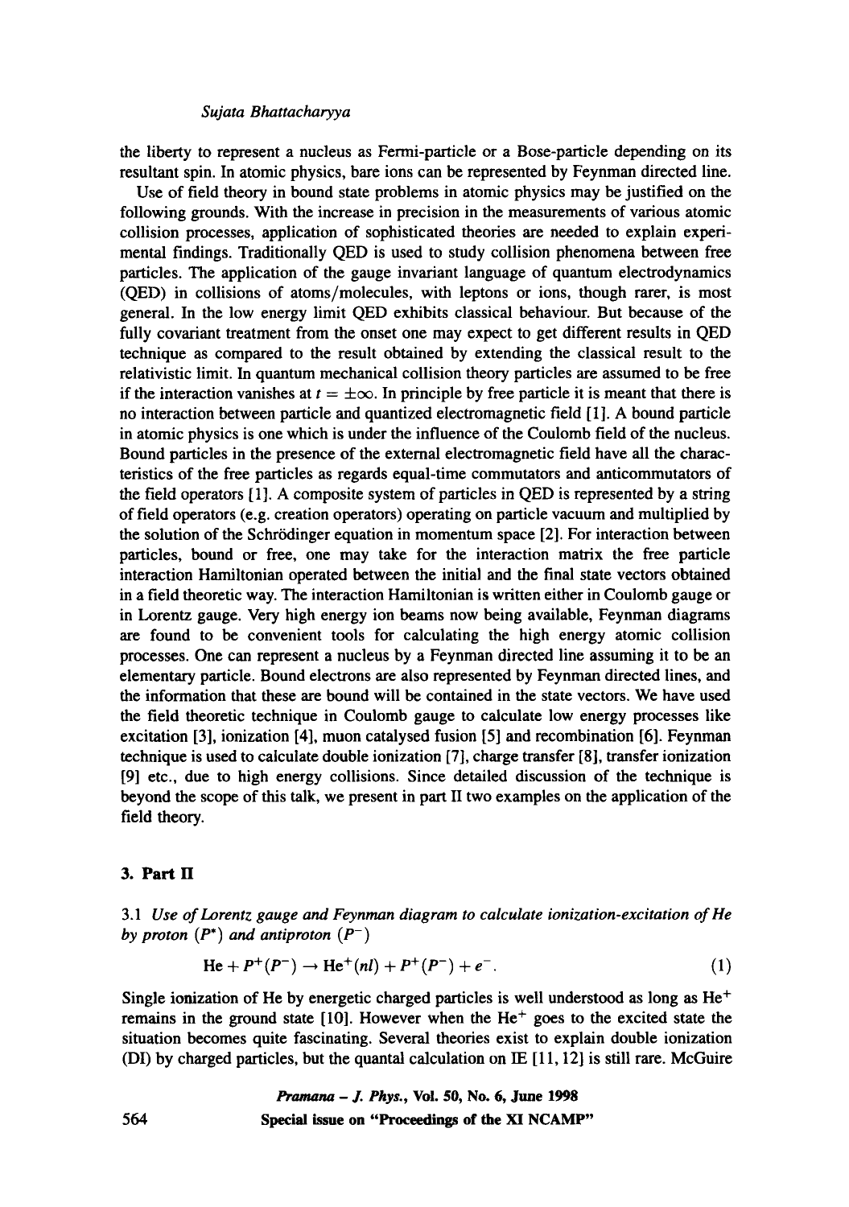the liberty to represent a nucleus as Fermi-particle or a Bose-particle depending on its resultant spin. In atomic physics, bare ions can be represented by Feynman directed line.

Use of field theory in bound state problems in atomic physics may be justified on the following grounds. With the increase in precision in the measurements of various atomic collision processes, application of sophisticated theories are needed to explain experimental findings. Traditionally QED is used to study collision phenomena between free particles. The application of the gauge invariant language of quantum electrodynamics (QED) in collisions of atoms/molecules, with leptons or ions, though rarer, is most general. In the low energy limit QED exhibits classical behaviour. But because of the fully covariant treatment from the onset one may expect to get different results in QED technique as compared to the result obtained by extending the classical result to the relativistic limit. In quantum mechanical collision theory particles are assumed to be free if the interaction vanishes at $t = \pm\infty$. In principle by free particle it is meant that there is no interaction between particle and quantized electromagnetic field [1]. A bound particle in atomic physics is one which is under the influence of the Coulomb field of the nucleus. Bound particles in the presence of the external electromagnetic field have all the characteristics of the free particles as regards equal-time commutators and anticommutators of the field operators [1]. A composite system of particles in QED is represented by a string of field operators (e.g. creation operators) operating on particle vacuum and multiplied by the solution of the Schrödinger equation in momentum space [2]. For interaction between particles, bound or free, one may take for the interaction matrix the free particle interaction Hamiltonian operated between the initial and the final state vectors obtained in a field theoretic way. The interaction Hamiltonian is written either in Coulomb gauge or in Lorentz gauge. Very high energy ion beams now being available, Feynman diagrams are found to be convenient tools for calculating the high energy atomic collision processes. One can represent a nucleus by a Feynman directed line assuming it to be an elementary particle. Bound electrons are also represented by Feynman directed lines, and the information that these are bound will be contained in the state vectors. We have used the field theoretic technique in Coulomb gauge to calculate low energy processes like excitation [3], ionization [4], muon catalysed fusion [5] and recombination [6]. Feynman technique is used to calculate double ionization [7], charge transfer [8], transfer ionization [9] etc., due to high energy collisions. Since detailed discussion of the technique is beyond the scope of this talk, we present in part II two examples on the application of the field theory.

## 3. Part II

### 3.1 *Use of Lorentz gauge and Feynman diagram to calculate ionization-excitation of He by proton ($P^{+}$) and antiproton ($P^{-}$)*

$$\mathrm{He} + P^{+}(P^{-}) \rightarrow \mathrm{He}^{+}(nl) + P^{+}(P^{-}) + e^{-}. \tag{1}$$

Single ionization of He by energetic charged particles is well understood as long as $\mathrm{He}^{+}$ remains in the ground state [10]. However when the $\mathrm{He}^{+}$ goes to the excited state the situation becomes quite fascinating. Several theories exist to explain double ionization (DI) by charged particles, but the quantal calculation on IE [11, 12] is still rare. McGuire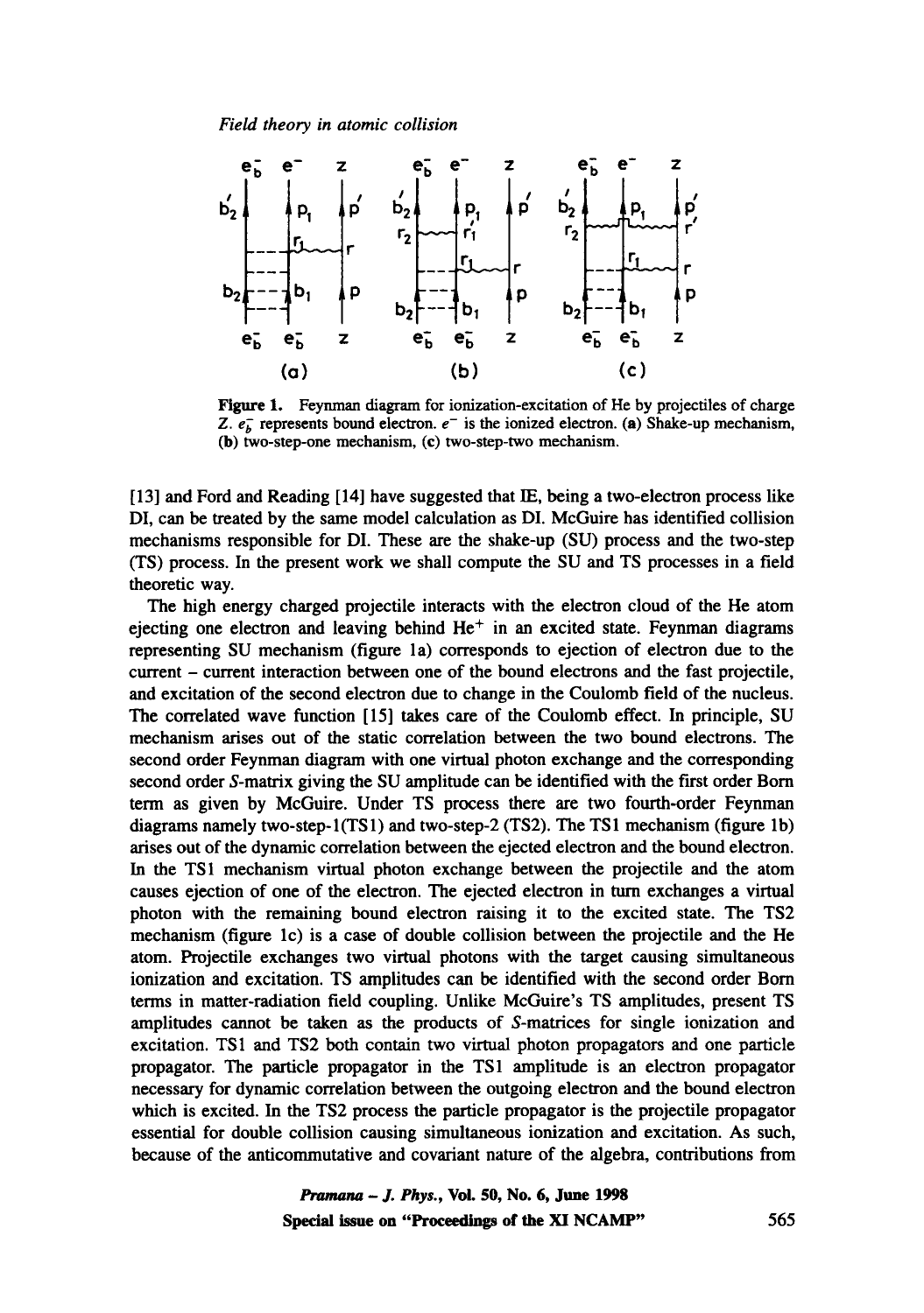**Figure 1.** Feynman diagram for ionization-excitation of He by projectiles of charge Z. $e_b^-$ represents bound electron. $e^-$ is the ionized electron. (**a**) Shake-up mechanism, (**b**) two-step-one mechanism, (**c**) two-step-two mechanism.

[13] and Ford and Reading [14] have suggested that IE, being a two-electron process like DI, can be treated by the same model calculation as DI. McGuire has identified collision mechanisms responsible for DI. These are the shake-up (SU) process and the two-step (TS) process. In the present work we shall compute the SU and TS processes in a field theoretic way.

The high energy charged projectile interacts with the electron cloud of the He atom ejecting one electron and leaving behind $He^+$ in an excited state. Feynman diagrams representing SU mechanism (figure 1a) corresponds to ejection of electron due to the current – current interaction between one of the bound electrons and the fast projectile, and excitation of the second electron due to change in the Coulomb field of the nucleus. The correlated wave function [15] takes care of the Coulomb effect. In principle, SU mechanism arises out of the static correlation between the two bound electrons. The second order Feynman diagram with one virtual photon exchange and the corresponding second order *S*-matrix giving the SU amplitude can be identified with the first order Born term as given by McGuire. Under TS process there are two fourth-order Feynman diagrams namely two-step-1(TS1) and two-step-2 (TS2). The TS1 mechanism (figure 1b) arises out of the dynamic correlation between the ejected electron and the bound electron. In the TS1 mechanism virtual photon exchange between the projectile and the atom causes ejection of one of the electron. The ejected electron in turn exchanges a virtual photon with the remaining bound electron raising it to the excited state. The TS2 mechanism (figure 1c) is a case of double collision between the projectile and the He atom. Projectile exchanges two virtual photons with the target causing simultaneous ionization and excitation. TS amplitudes can be identified with the second order Born terms in matter-radiation field coupling. Unlike McGuire's TS amplitudes, present TS amplitudes cannot be taken as the products of *S*-matrices for single ionization and excitation. TS1 and TS2 both contain two virtual photon propagators and one particle propagator. The particle propagator in the TS1 amplitude is an electron propagator necessary for dynamic correlation between the outgoing electron and the bound electron which is excited. In the TS2 process the particle propagator is the projectile propagator essential for double collision causing simultaneous ionization and excitation. As such, because of the anticommutative and covariant nature of the algebra, contributions from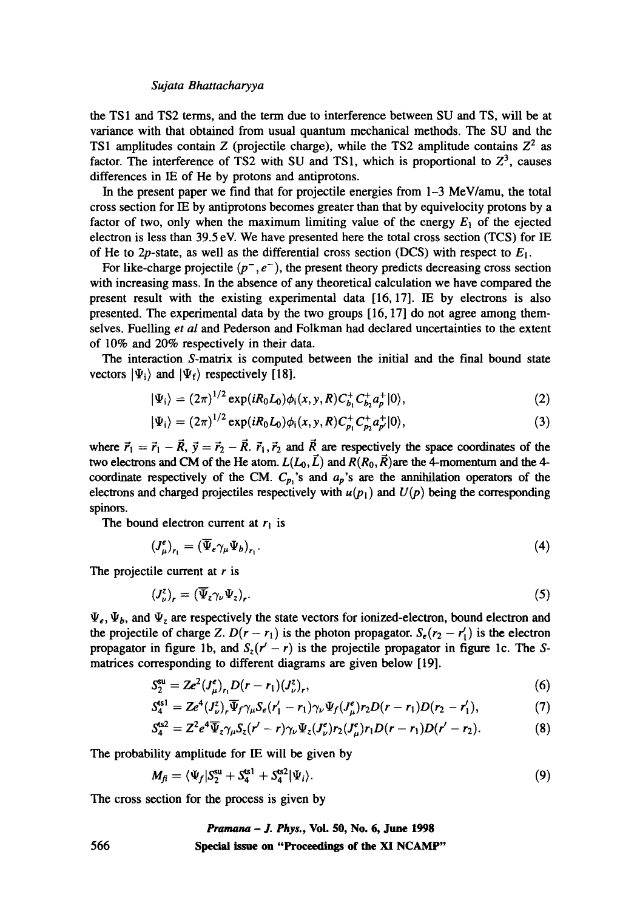the TS1 and TS2 terms, and the term due to interference between SU and TS, will be at variance with that obtained from usual quantum mechanical methods. The SU and the TS1 amplitudes contain $Z$ (projectile charge), while the TS2 amplitude contains $Z^2$ as factor. The interference of TS2 with SU and TS1, which is proportional to $Z^3$, causes differences in IE of He by protons and antiprotons.

In the present paper we find that for projectile energies from 1–3 MeV/amu, the total cross section for IE by antiprotons becomes greater than that by equivelocity protons by a factor of two, only when the maximum limiting value of the energy $E_1$ of the ejected electron is less than 39.5 eV. We have presented here the total cross section (TCS) for IE of He to 2$p$-state, as well as the differential cross section (DCS) with respect to $E_1$.

For like-charge projectile ($p^-, e^-$), the present theory predicts decreasing cross section with increasing mass. In the absence of any theoretical calculation we have compared the present result with the existing experimental data [16, 17]. IE by electrons is also presented. The experimental data by the two groups [16, 17] do not agree among themselves. Fuelling *et al* and Pederson and Folkman had declared uncertainties to the extent of 10% and 20% respectively in their data.

The interaction $S$-matrix is computed between the initial and the final bound state vectors $|\Psi_i\rangle$ and $|\Psi_f\rangle$ respectively [18].

$$|\Psi_i\rangle = (2\pi)^{1/2}\exp(iR_0L_0)\phi_i(x, y, R)C_{b_1}^{+}C_{b_2}^{+}a_p^{+}|0\rangle, \tag{2}$$

$$|\Psi_i\rangle = (2\pi)^{1/2}\exp(iR_0L_0)\phi_i(x, y, R)C_{p_1}^{+}C_{p_2}^{+}a_{p'}^{+}|0\rangle, \tag{3}$$

where $\vec{r}_1 = \vec{r}_1 - \vec{R}$, $\vec{y} = \vec{r}_2 - \vec{R}$. $\vec{r}_1, \vec{r}_2$ and $\vec{R}$ are respectively the space coordinates of the two electrons and CM of the He atom. $L(L_0, \vec{L})$ and $R(R_0, \vec{R})$are the 4-momentum and the 4-coordinate respectively of the CM. $C_{p_1}$'s and $a_p$'s are the annihilation operators of the electrons and charged projectiles respectively with $u(p_1)$ and $U(p)$ being the corresponding spinors.

The bound electron current at $r_1$ is

$$(J_\mu^e)_{r_1} = (\overline{\Psi}_e\gamma_\mu\Psi_b)_{r_1}. \tag{4}$$

The projectile current at $r$ is

$$(J_\nu^z)_r = (\overline{\Psi}_z\gamma_\nu\Psi_z)_r. \tag{5}$$

$\Psi_e$, $\Psi_b$, and $\Psi_z$ are respectively the state vectors for ionized-electron, bound electron and the projectile of charge $Z$. $D(r - r_1)$ is the photon propagator. $S_e(r_2 - r_1')$ is the electron propagator in figure 1b, and $S_z(r' - r)$ is the projectile propagator in figure 1c. The $S$-matrices corresponding to different diagrams are given below [19].

$$S_2^{\rm su} = Ze^2(J_\mu^e)_{r_1}D(r - r_1)(J_\nu^z)_r, \tag{6}$$

$$S_4^{\rm ts1} = Ze^4(J_\nu^z)_r\overline{\Psi}_f\gamma_\mu S_e(r_1' - r_1)\gamma_\nu\Psi_f(J_\mu^e)r_2D(r - r_1)D(r_2 - r_1'), \tag{7}$$

$$S_4^{\rm ts2} = Z^2e^4\overline{\Psi}_z\gamma_\mu S_z(r' - r)\gamma_\nu\Psi_z(J_\nu^e)r_2(J_\mu^e)r_1D(r - r_1)D(r' - r_2). \tag{8}$$

The probability amplitude for IE will be given by

$$M_{fi} = \langle\Psi_f|S_2^{\rm su} + S_4^{\rm ts1} + S_4^{\rm ts2}|\Psi_i\rangle. \tag{9}$$

The cross section for the process is given by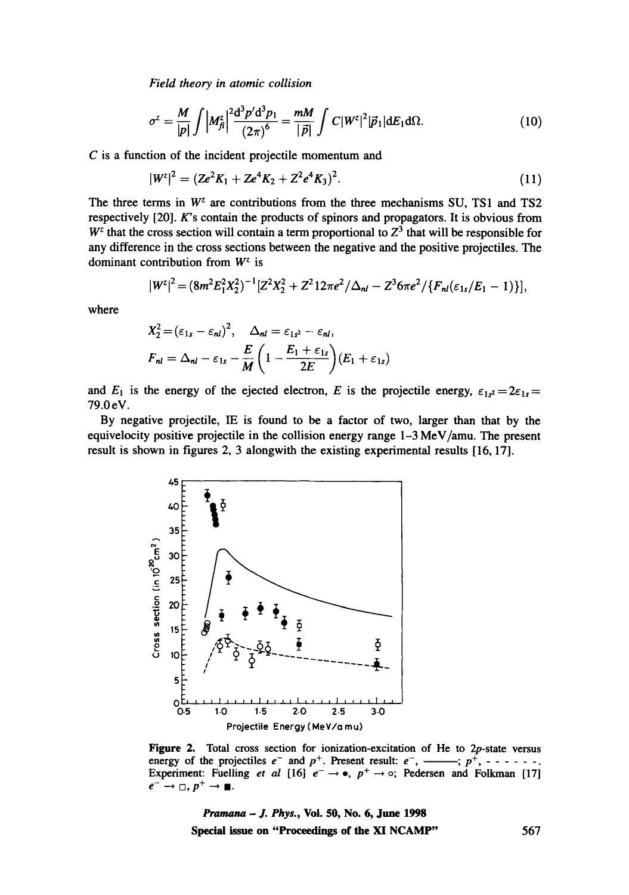$$\sigma^z = \frac{M}{|p|}\int \left|M^z_{fi}\right|^2 \frac{\mathrm{d}^3p'\mathrm{d}^3p_1}{(2\pi)^6} = \frac{mM}{|\vec{p}|}\int C|W^z|^2|\vec{p}_1|\mathrm{d}E_1\mathrm{d}\Omega. \tag{10}$$

$C$ is a function of the incident projectile momentum and

$$|W^z|^2 = (Ze^2K_1 + Ze^4K_2 + Z^2e^4K_3)^2. \tag{11}$$

The three terms in $W^z$ are contributions from the three mechanisms SU, TS1 and TS2 respectively [20]. $K$'s contain the products of spinors and propagators. It is obvious from $W^z$ that the cross section will contain a term proportional to $Z^3$ that will be responsible for any difference in the cross sections between the negative and the positive projectiles. The dominant contribution from $W^z$ is

$$|W^z|^2 = (8m^2E_1^2X_2^2)^{-1}[Z^2X_2^2 + Z^2 12\pi e^2/\Delta_{nl} - Z^3 6\pi e^2/\{F_{nl}(\varepsilon_{1s}/E_1 - 1)\}],$$

where

$$X_2^2 = (\varepsilon_{1s} - \varepsilon_{nl})^2, \quad \Delta_{nl} = \varepsilon_{1s^2} - \varepsilon_{nl},$$

$$F_{nl} = \Delta_{nl} - \varepsilon_{1s} - \frac{E}{M}\left(1 - \frac{E_1 + \varepsilon_{1s}}{2E}\right)(E_1 + \varepsilon_{1s})$$

and $E_1$ is the energy of the ejected electron, $E$ is the projectile energy, $\varepsilon_{1s^2} = 2\varepsilon_{1s} = 79.0\,\mathrm{eV}$.

By negative projectile, IE is found to be a factor of two, larger than that by the equivelocity positive projectile in the collision energy range 1–3 MeV/amu. The present result is shown in figures 2, 3 alongwith the existing experimental results [16, 17].

**Figure 2.** Total cross section for ionization-excitation of He to 2$p$-state versus energy of the projectiles $e^-$ and $p^+$. Present result: $e^-$, ———; $p^+$, - - - - - -. Experiment: Fuelling *et al* [16] $e^- \to$ •, $p^+ \to$ ○; Pedersen and Folkman [17] $e^- \to$ □, $p^+ \to$ ■.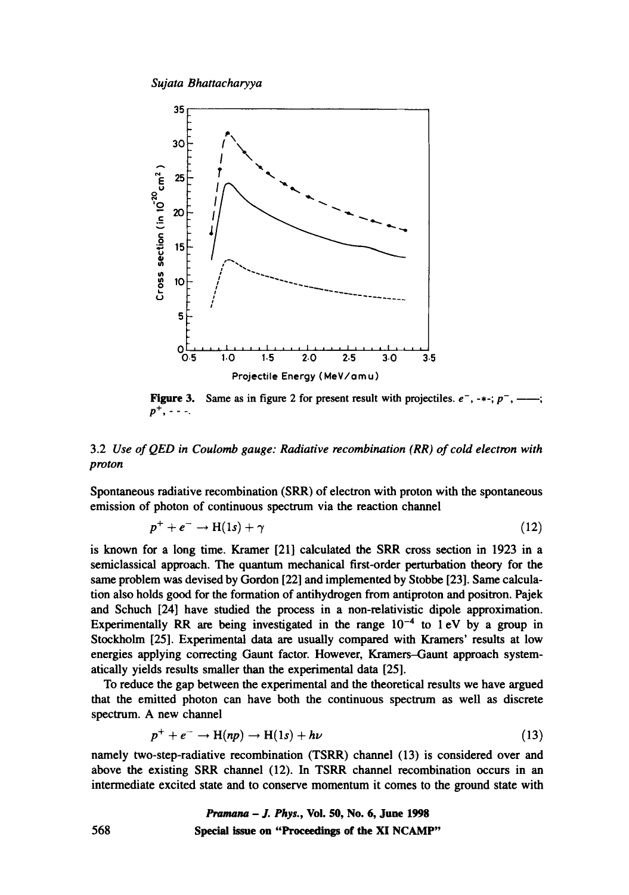Figure 3. Same as in figure 2 for present result with projectiles. $e^-$, -*-; $p^-$, ——; $p^+$, - - -.

### 3.2 *Use of QED in Coulomb gauge: Radiative recombination (RR) of cold electron with proton*

Spontaneous radiative recombination (SRR) of electron with proton with the spontaneous emission of photon of continuous spectrum via the reaction channel

$$p^+ + e^- \rightarrow \mathrm{H}(1s) + \gamma \tag{12}$$

is known for a long time. Kramer [21] calculated the SRR cross section in 1923 in a semiclassical approach. The quantum mechanical first-order perturbation theory for the same problem was devised by Gordon [22] and implemented by Stobbe [23]. Same calculation also holds good for the formation of antihydrogen from antiproton and positron. Pajek and Schuch [24] have studied the process in a non-relativistic dipole approximation. Experimentally RR are being investigated in the range $10^{-4}$ to 1 eV by a group in Stockholm [25]. Experimental data are usually compared with Kramers' results at low energies applying correcting Gaunt factor. However, Kramers–Gaunt approach systematically yields results smaller than the experimental data [25].

To reduce the gap between the experimental and the theoretical results we have argued that the emitted photon can have both the continuous spectrum as well as discrete spectrum. A new channel

$$p^+ + e^- \rightarrow \mathrm{H}(np) \rightarrow \mathrm{H}(1s) + h\nu \tag{13}$$

namely two-step-radiative recombination (TSRR) channel (13) is considered over and above the existing SRR channel (12). In TSRR channel recombination occurs in an intermediate excited state and to conserve momentum it comes to the ground state with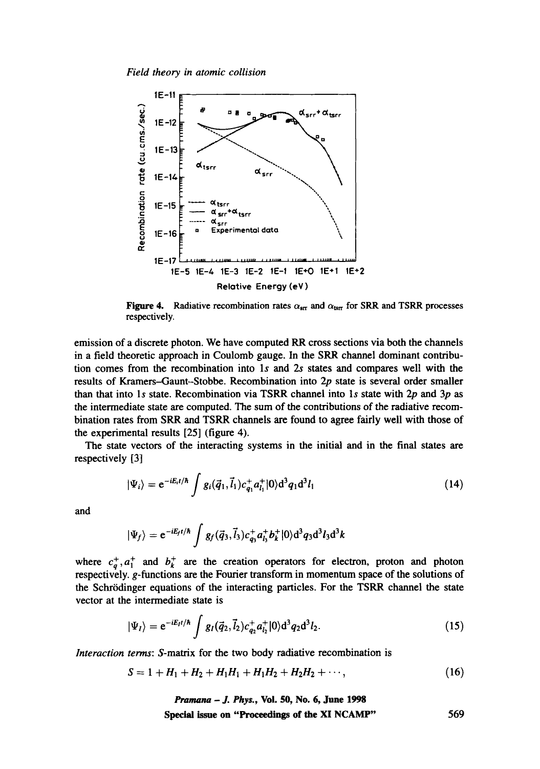Figure 4. Radiative recombination rates $\alpha_{srr}$ and $\alpha_{tsrr}$ for SRR and TSRR processes respectively.

emission of a discrete photon. We have computed RR cross sections via both the channels in a field theoretic approach in Coulomb gauge. In the SRR channel dominant contribution comes from the recombination into $1s$ and $2s$ states and compares well with the results of Kramers–Gaunt–Stobbe. Recombination into $2p$ state is several order smaller than that into $1s$ state. Recombination via TSRR channel into $1s$ state with $2p$ and $3p$ as the intermediate state are computed. The sum of the contributions of the radiative recombination rates from SRR and TSRR channels are found to agree fairly well with those of the experimental results [25] (figure 4).

The state vectors of the interacting systems in the initial and in the final states are respectively [3]

$$|\Psi_i\rangle = e^{-iE_i t/\hbar} \int g_i(\vec{q}_1, \vec{l}_1) c^+_{q_1} a^+_{l_1} |0\rangle d^3q_1 d^3l_1 \tag{14}$$

and

$$|\Psi_f\rangle = e^{-iE_f t/\hbar} \int g_f(\vec{q}_3, \vec{l}_3) c^+_{q_3} a^+_{l_3} b^+_k |0\rangle d^3q_3 d^3l_3 d^3k$$

where $c^+_q, a^+_l$ and $b^+_k$ are the creation operators for electron, proton and photon respectively. $g$-functions are the Fourier transform in momentum space of the solutions of the Schrödinger equations of the interacting particles. For the TSRR channel the state vector at the intermediate state is

$$|\Psi_I\rangle = e^{-iE_I t/\hbar} \int g_I(\vec{q}_2, \vec{l}_2) c^+_{q_2} a^+_{l_2} |0\rangle d^3q_2 d^3l_2. \tag{15}$$

*Interaction terms*: $S$-matrix for the two body radiative recombination is

$$S = 1 + H_1 + H_2 + H_1H_1 + H_1H_2 + H_2H_2 + \cdots, \tag{16}$$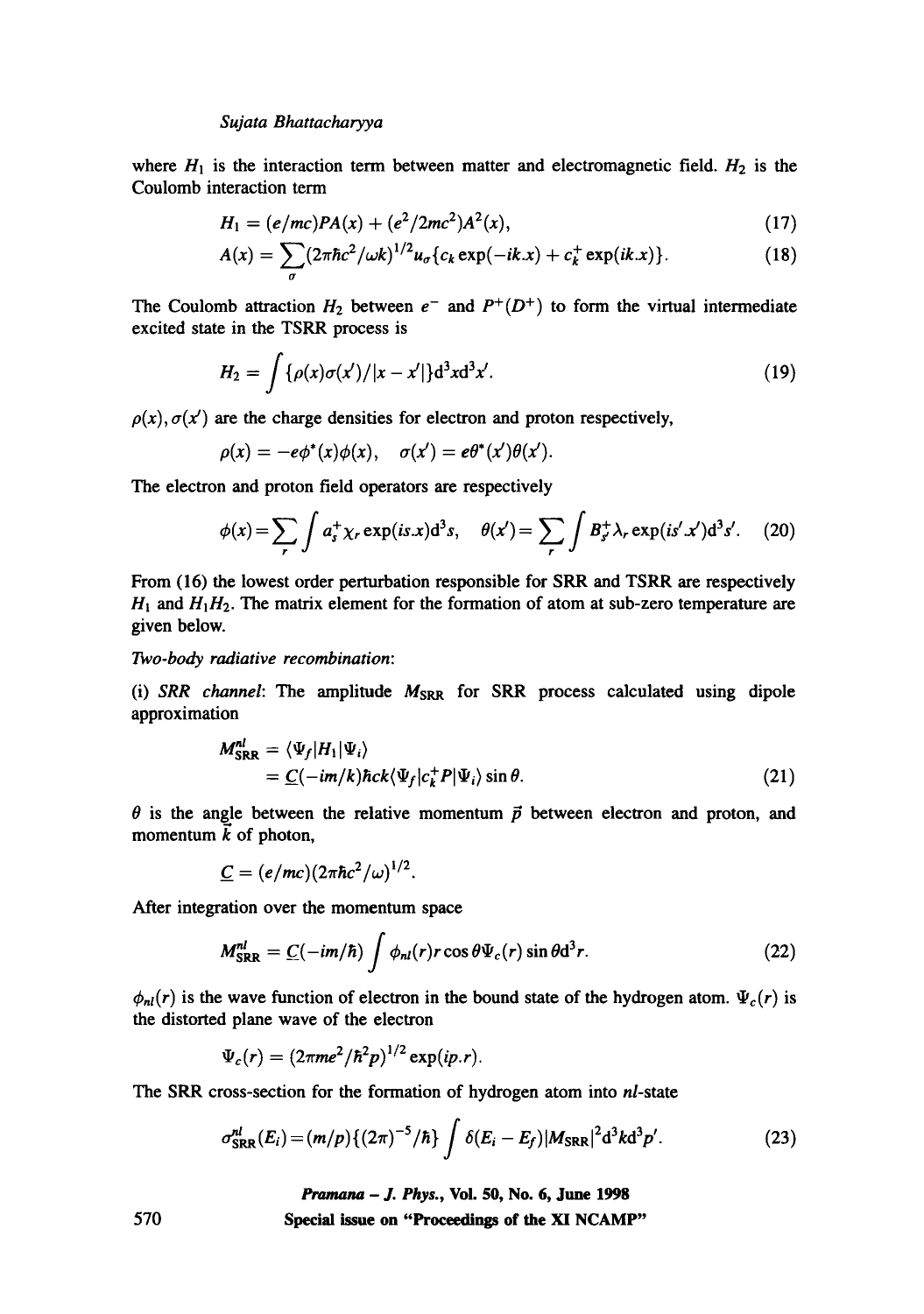where $H_1$ is the interaction term between matter and electromagnetic field. $H_2$ is the Coulomb interaction term

$$H_1 = (e/mc)PA(x) + (e^2/2mc^2)A^2(x), \tag{17}$$

$$A(x) = \sum_{\sigma}(2\pi\hbar c^2/\omega k)^{1/2}u_\sigma\{c_k \exp(-ik.x) + c_k^+ \exp(ik.x)\}. \tag{18}$$

The Coulomb attraction $H_2$ between $e^-$ and $P^+(D^+)$ to form the virtual intermediate excited state in the TSRR process is

$$H_2 = \int \{\rho(x)\sigma(x')/|x - x'|\}\mathrm{d}^3x\mathrm{d}^3x'. \tag{19}$$

$\rho(x), \sigma(x')$ are the charge densities for electron and proton respectively,

$$\rho(x) = -e\phi^*(x)\phi(x), \quad \sigma(x') = e\theta^*(x')\theta(x').$$

The electron and proton field operators are respectively

$$\phi(x) = \sum_r \int a_s^+ \chi_r \exp(is.x)\mathrm{d}^3s, \quad \theta(x') = \sum_r \int B_{s'}^+ \lambda_r \exp(is'.x')\mathrm{d}^3s'. \tag{20}$$

From (16) the lowest order perturbation responsible for SRR and TSRR are respectively $H_1$ and $H_1H_2$. The matrix element for the formation of atom at sub-zero temperature are given below.

*Two-body radiative recombination*:

(i) *SRR channel*: The amplitude $M_{\mathrm{SRR}}$ for SRR process calculated using dipole approximation

$$\begin{aligned} M_{\mathrm{SRR}}^{nl} &= \langle \Psi_f | H_1 | \Psi_i \rangle \\ &= \underline{C}(-im/k)\hbar ck\langle \Psi_f | c_k^+ P | \Psi_i \rangle \sin\theta. \end{aligned} \tag{21}$$

$\theta$ is the angle between the relative momentum $\vec{p}$ between electron and proton, and momentum $\vec{k}$ of photon,

$$\underline{C} = (e/mc)(2\pi\hbar c^2/\omega)^{1/2}.$$

After integration over the momentum space

$$M_{\mathrm{SRR}}^{nl} = \underline{C}(-im/\hbar) \int \phi_{nl}(r) r \cos\theta \Psi_c(r) \sin\theta \mathrm{d}^3r. \tag{22}$$

$\phi_{nl}(r)$ is the wave function of electron in the bound state of the hydrogen atom. $\Psi_c(r)$ is the distorted plane wave of the electron

$$\Psi_c(r) = (2\pi me^2/\hbar^2 p)^{1/2} \exp(ip.r).$$

The SRR cross-section for the formation of hydrogen atom into $nl$-state

$$\sigma_{\mathrm{SRR}}^{nl}(E_i) = (m/p)\{(2\pi)^{-5}/\hbar\} \int \delta(E_i - E_f)|M_{\mathrm{SRR}}|^2 \mathrm{d}^3k\mathrm{d}^3p'. \tag{23}$$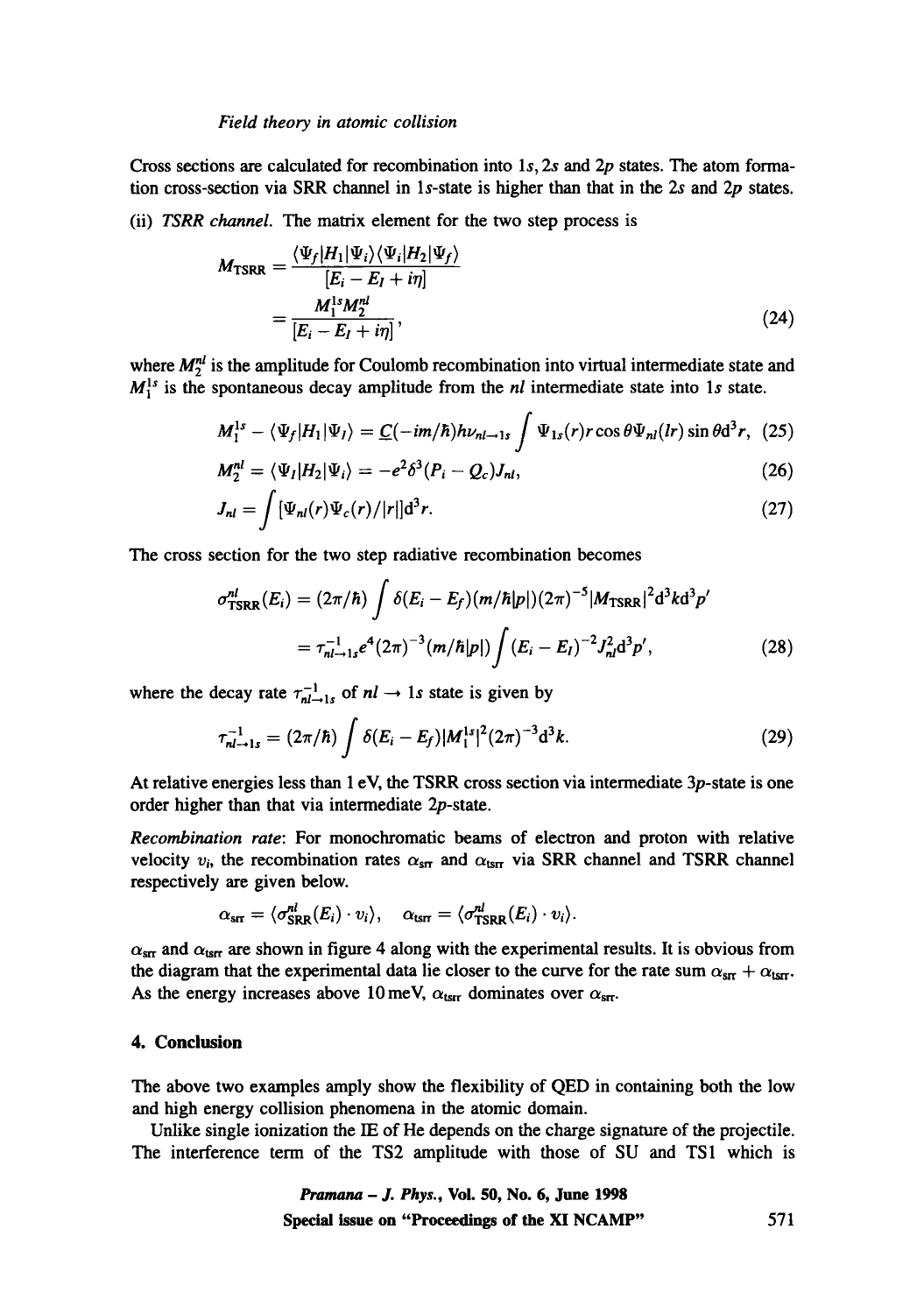Cross sections are calculated for recombination into $1s, 2s$ and $2p$ states. The atom formation cross-section via SRR channel in $1s$-state is higher than that in the $2s$ and $2p$ states.

(ii) *TSRR channel.* The matrix element for the two step process is

$$M_{\text{TSRR}} = \frac{\langle \Psi_f | H_1 | \Psi_i \rangle \langle \Psi_i | H_2 | \Psi_f \rangle}{[E_i - E_I + i\eta]}$$
$$= \frac{M_1^{1s} M_2^{nl}}{[E_i - E_I + i\eta]}, \tag{24}$$

where $M_2^{nl}$ is the amplitude for Coulomb recombination into virtual intermediate state and $M_1^{1s}$ is the spontaneous decay amplitude from the $nl$ intermediate state into $1s$ state.

$$M_1^{1s} - \langle \Psi_f | H_1 | \Psi_I \rangle = \underline{C}(-im/\hbar) h\nu_{nl \to 1s} \int \Psi_{1s}(r) r \cos\theta \Psi_{nl}(lr) \sin\theta \mathrm{d}^3 r, \tag{25}$$

$$M_2^{nl} = \langle \Psi_I | H_2 | \Psi_i \rangle = -e^2 \delta^3 (P_i - Q_c) J_{nl}, \tag{26}$$

$$J_{nl} = \int [\Psi_{nl}(r) \Psi_c(r) / |r|] \mathrm{d}^3 r. \tag{27}$$

The cross section for the two step radiative recombination becomes

$$\sigma_{\text{TSRR}}^{nl}(E_i) = (2\pi/\hbar) \int \delta(E_i - E_f)(m/\hbar|p|)(2\pi)^{-5} |M_{\text{TSRR}}|^2 \mathrm{d}^3 k \mathrm{d}^3 p'$$
$$= \tau_{nl \to 1s}^{-1} e^4 (2\pi)^{-3} (m/\hbar|p|) \int (E_i - E_I)^{-2} J_{nl}^2 \mathrm{d}^3 p', \tag{28}$$

where the decay rate $\tau_{nl \to 1s}^{-1}$ of $nl \to 1s$ state is given by

$$\tau_{nl \to 1s}^{-1} = (2\pi/\hbar) \int \delta(E_i - E_f) |M_1^{1s}|^2 (2\pi)^{-3} \mathrm{d}^3 k. \tag{29}$$

At relative energies less than 1 eV, the TSRR cross section via intermediate $3p$-state is one order higher than that via intermediate $2p$-state.

*Recombination rate*: For monochromatic beams of electron and proton with relative velocity $v_i$, the recombination rates $\alpha_{\text{srr}}$ and $\alpha_{\text{tsrr}}$ via SRR channel and TSRR channel respectively are given below.

$$\alpha_{\text{srr}} = \langle \sigma_{\text{SRR}}^{nl}(E_i) \cdot v_i \rangle, \quad \alpha_{\text{tsrr}} = \langle \sigma_{\text{TSRR}}^{nl}(E_i) \cdot v_i \rangle.$$

$\alpha_{\text{srr}}$ and $\alpha_{\text{tsrr}}$ are shown in figure 4 along with the experimental results. It is obvious from the diagram that the experimental data lie closer to the curve for the rate sum $\alpha_{\text{srr}} + \alpha_{\text{tsrr}}$. As the energy increases above 10 meV, $\alpha_{\text{tsrr}}$ dominates over $\alpha_{\text{srr}}$.

## 4. Conclusion

The above two examples amply show the flexibility of QED in containing both the low and high energy collision phenomena in the atomic domain.

Unlike single ionization the IE of He depends on the charge signature of the projectile. The interference term of the TS2 amplitude with those of SU and TS1 which is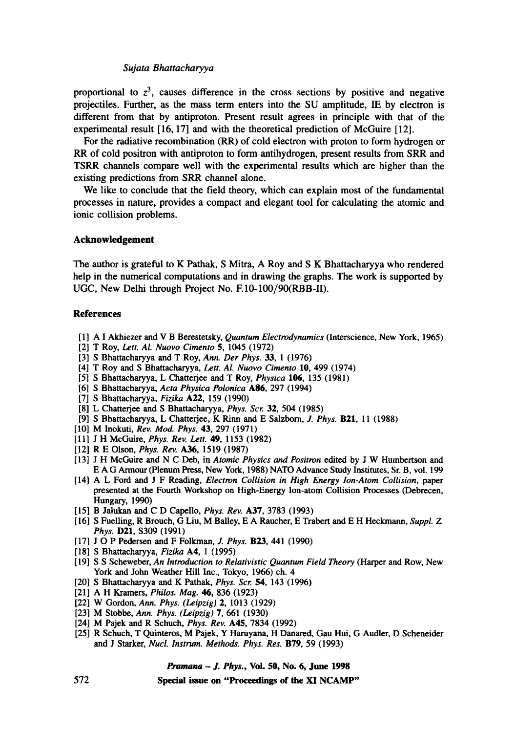proportional to $z^3$, causes difference in the cross sections by positive and negative projectiles. Further, as the mass term enters into the SU amplitude, IE by electron is different from that by antiproton. Present result agrees in principle with that of the experimental result [16, 17] and with the theoretical prediction of McGuire [12].

For the radiative recombination (RR) of cold electron with proton to form hydrogen or RR of cold positron with antiproton to form antihydrogen, present results from SRR and TSRR channels compare well with the experimental results which are higher than the existing predictions from SRR channel alone.

We like to conclude that the field theory, which can explain most of the fundamental processes in nature, provides a compact and elegant tool for calculating the atomic and ionic collision problems.

## Acknowledgement

The author is grateful to K Pathak, S Mitra, A Roy and S K Bhattacharyya who rendered help in the numerical computations and in drawing the graphs. The work is supported by UGC, New Delhi through Project No. F.10-100/90(RBB-II).

## References

[1] A I Akhiezer and V B Berestetsky, *Quantum Electrodynamics* (Interscience, New York, 1965)
[2] T Roy, *Lett. Al. Nuovo Cimento* **5**, 1045 (1972)
[3] S Bhattacharyya and T Roy, *Ann. Der Phys.* **33**, 1 (1976)
[4] T Roy and S Bhattacharyya, *Lett. Al. Nuovo Cimento* **10**, 499 (1974)
[5] S Bhattacharyya, L Chatterjee and T Roy, *Physica* **106**, 135 (1981)
[6] S Bhattacharyya, *Acta Physica Polonica* **A86**, 297 (1994)
[7] S Bhattacharyya, *Fizika* **A22**, 159 (1990)
[8] L Chatterjee and S Bhattacharyya, *Phys. Scr.* **32**, 504 (1985)
[9] S Bhattacharyya, L Chatterjee, K Rinn and E Salzborn, *J. Phys.* **B21**, 11 (1988)
[10] M Inokuti, *Rev. Mod. Phys.* **43**, 297 (1971)
[11] J H McGuire, *Phys. Rev. Lett.* **49**, 1153 (1982)
[12] R E Olson, *Phys. Rev.* **A36**, 1519 (1987)
[13] J H McGuire and N C Deb, in *Atomic Physics and Positron* edited by J W Humbertson and E A G Armour (Plenum Press, New York, 1988) NATO Advance Study Institutes, Sr. B, vol. 199
[14] A L Ford and J F Reading, *Electron Collision in High Energy Ion-Atom Collision*, paper presented at the Fourth Workshop on High-Energy Ion-atom Collision Processes (Debrecen, Hungary, 1990)
[15] B Jalukan and C D Capello, *Phys. Rev.* **A37**, 3783 (1993)
[16] S Fuelling, R Brouch, G Liu, M Balley, E A Raucher, E Trabert and E H Heckmann, *Suppl. Z. Phys.* **D21**, S309 (1991)
[17] J O P Pedersen and F Folkman, *J. Phys.* **B23**, 441 (1990)
[18] S Bhattacharyya, *Fizika* **A4**, 1 (1995)
[19] S S Scheweber, *An Introduction to Relativistic Quantum Field Theory* (Harper and Row, New York and John Weather Hill Inc., Tokyo, 1966) ch. 4
[20] S Bhattacharyya and K Pathak, *Phys. Scr.* **54**, 143 (1996)
[21] A H Kramers, *Philos. Mag.* **46**, 836 (1923)
[22] W Gordon, *Ann. Phys. (Leipzig)* **2**, 1013 (1929)
[23] M Stobbe, *Ann. Phys. (Leipzig)* **7**, 661 (1930)
[24] M Pajek and R Schuch, *Phys. Rev.* **A45**, 7834 (1992)
[25] R Schuch, T Quinteros, M Pajek, Y Haruyana, H Danared, Gau Hui, G Audler, D Scheneider and J Starker, *Nucl. Instrum. Methods. Phys. Res.* **B79**, 59 (1993)